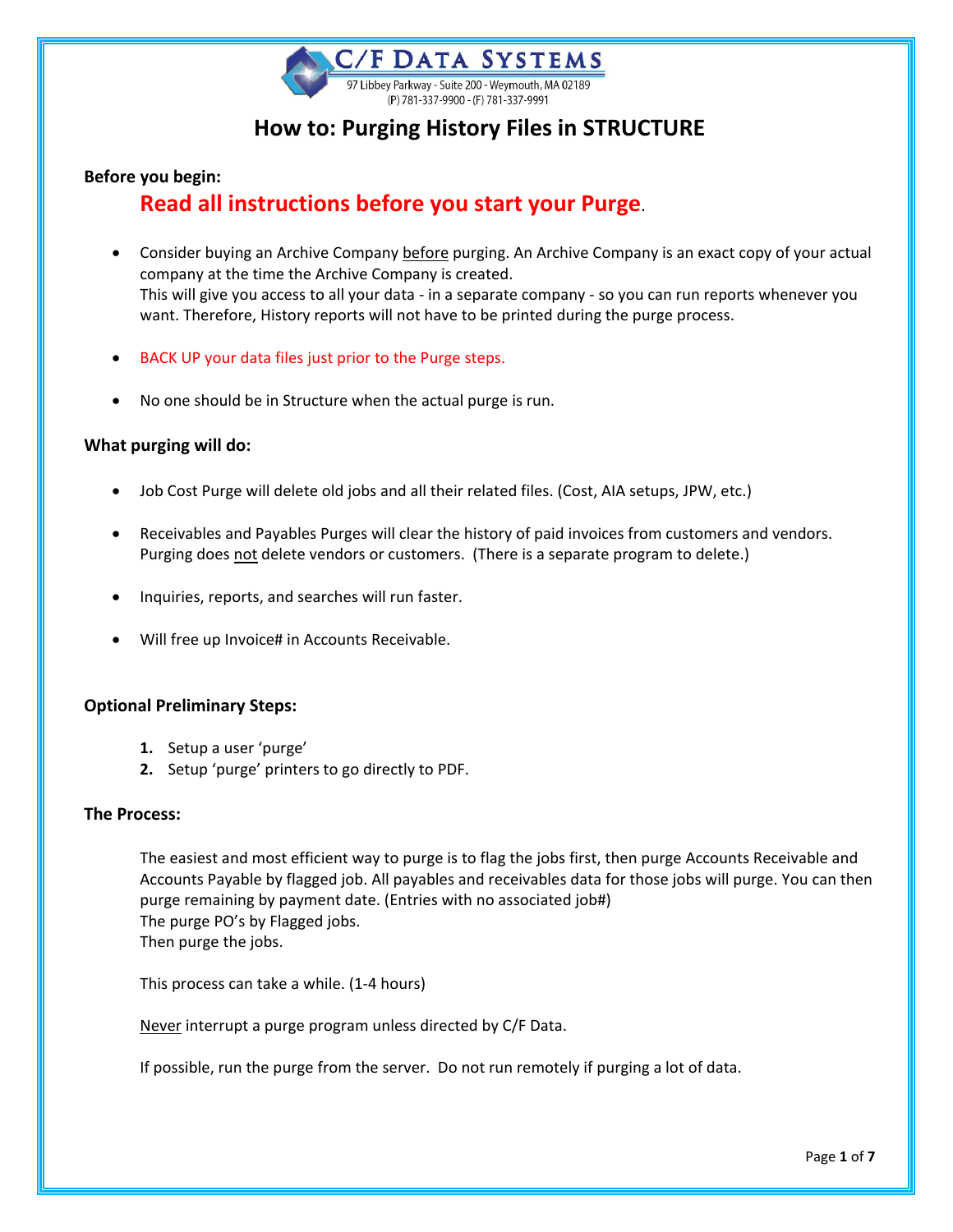C/F DATA SYSTEMS
97 Libbey Parkway - Suite 200 - Weymouth, MA 02189
(P) 781-337-9900 - (F) 781-337-9991

# How to: Purging History Files in STRUCTURE

**Before you begin:**

## Read all instructions before you start your Purge.

- Consider buying an Archive Company before purging. An Archive Company is an exact copy of your actual company at the time the Archive Company is created.
  This will give you access to all your data - in a separate company - so you can run reports whenever you want. Therefore, History reports will not have to be printed during the purge process.

- BACK UP your data files just prior to the Purge steps.

- No one should be in Structure when the actual purge is run.

**What purging will do:**

- Job Cost Purge will delete old jobs and all their related files. (Cost, AIA setups, JPW, etc.)

- Receivables and Payables Purges will clear the history of paid invoices from customers and vendors. Purging does not delete vendors or customers. (There is a separate program to delete.)

- Inquiries, reports, and searches will run faster.

- Will free up Invoice# in Accounts Receivable.

**Optional Preliminary Steps:**

1. Setup a user 'purge'
2. Setup 'purge' printers to go directly to PDF.

**The Process:**

The easiest and most efficient way to purge is to flag the jobs first, then purge Accounts Receivable and Accounts Payable by flagged job. All payables and receivables data for those jobs will purge. You can then purge remaining by payment date. (Entries with no associated job#)
The purge PO's by Flagged jobs.
Then purge the jobs.

This process can take a while. (1-4 hours)

Never interrupt a purge program unless directed by C/F Data.

If possible, run the purge from the server. Do not run remotely if purging a lot of data.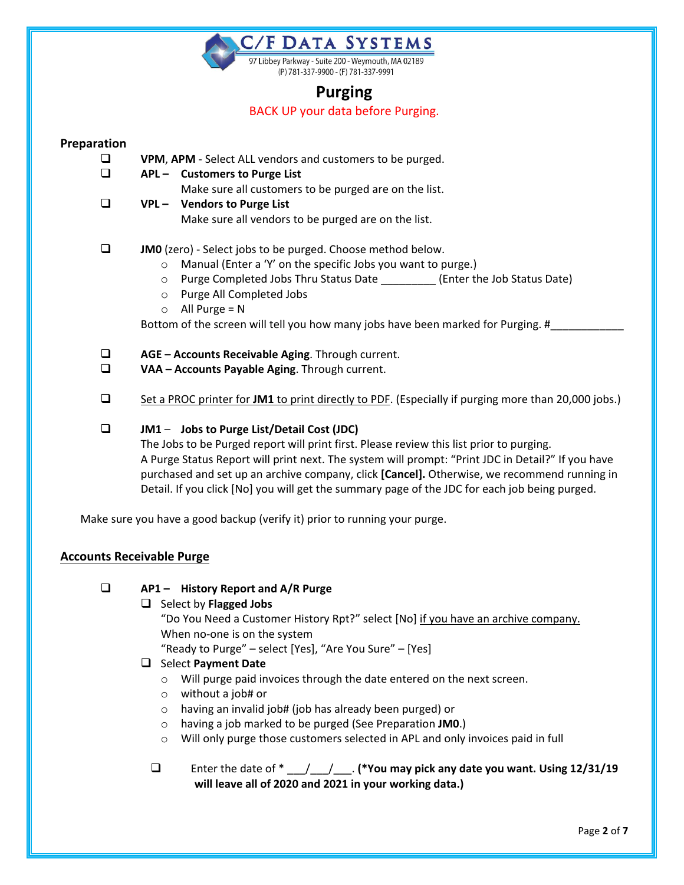**C/F DATA SYSTEMS**
97 Libbey Parkway - Suite 200 - Weymouth, MA 02189
(P) 781-337-9900 - (F) 781-337-9991

# Purging

BACK UP your data before Purging.

## Preparation

- ❑ **VPM**, **APM** - Select ALL vendors and customers to be purged.
- ❑ **APL – Customers to Purge List**
  Make sure all customers to be purged are on the list.
- ❑ **VPL – Vendors to Purge List**
  Make sure all vendors to be purged are on the list.

- ❑ **JM0** (zero) - Select jobs to be purged. Choose method below.
  - Manual (Enter a 'Y' on the specific Jobs you want to purge.)
  - Purge Completed Jobs Thru Status Date _________ (Enter the Job Status Date)
  - Purge All Completed Jobs
  - All Purge = N

  Bottom of the screen will tell you how many jobs have been marked for Purging. #____________

- ❑ **AGE – Accounts Receivable Aging**. Through current.
- ❑ **VAA – Accounts Payable Aging**. Through current.

- ❑ Set a PROC printer for **JM1** to print directly to PDF. (Especially if purging more than 20,000 jobs.)

- ❑ **JM1 – Jobs to Purge List/Detail Cost (JDC)**
  The Jobs to be Purged report will print first. Please review this list prior to purging.
  A Purge Status Report will print next. The system will prompt: "Print JDC in Detail?" If you have purchased and set up an archive company, click **[Cancel].** Otherwise, we recommend running in Detail. If you click [No] you will get the summary page of the JDC for each job being purged.

Make sure you have a good backup (verify it) prior to running your purge.

## Accounts Receivable Purge

- ❑ **AP1 – History Report and A/R Purge**
  - ❑ Select by **Flagged Jobs**
    "Do You Need a Customer History Rpt?" select [No] if you have an archive company.
    When no-one is on the system
    "Ready to Purge" – select [Yes], "Are You Sure" – [Yes]
  - ❑ Select **Payment Date**
    - Will purge paid invoices through the date entered on the next screen.
    - without a job# or
    - having an invalid job# (job has already been purged) or
    - having a job marked to be purged (See Preparation **JM0**.)
    - Will only purge those customers selected in APL and only invoices paid in full

  - ❑ Enter the date of * ___/___/___. **(*You may pick any date you want. Using 12/31/19 will leave all of 2020 and 2021 in your working data.)**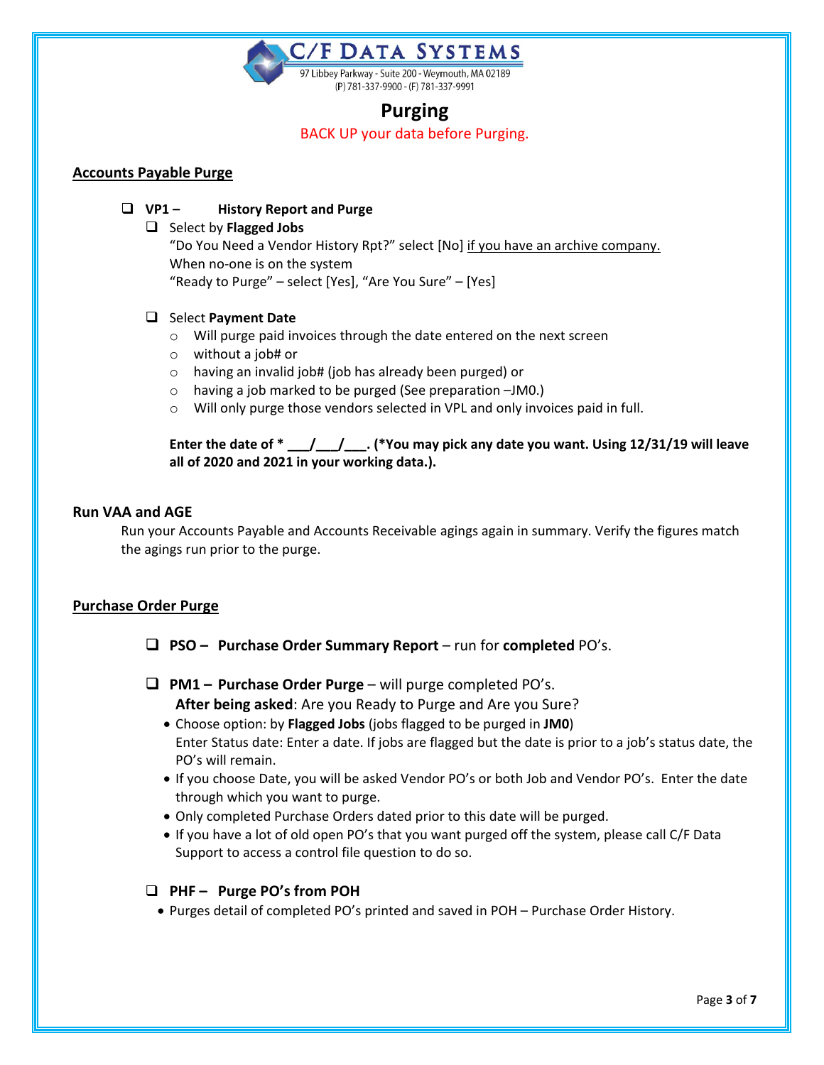**C/F DATA SYSTEMS**
97 Libbey Parkway - Suite 200 - Weymouth, MA 02189
(P) 781-337-9900 - (F) 781-337-9991

# Purging

BACK UP your data before Purging.

## Accounts Payable Purge

- [ ] **VP1 – History Report and Purge**
  - [ ] Select by **Flagged Jobs**
    "Do You Need a Vendor History Rpt?" select [No] if you have an archive company.
    When no-one is on the system
    "Ready to Purge" – select [Yes], "Are You Sure" – [Yes]
  - [ ] Select **Payment Date**
    - Will purge paid invoices through the date entered on the next screen
    - without a job# or
    - having an invalid job# (job has already been purged) or
    - having a job marked to be purged (See preparation –JM0.)
    - Will only purge those vendors selected in VPL and only invoices paid in full.

    **Enter the date of * \_\_\_/\_\_\_/\_\_\_. (*You may pick any date you want. Using 12/31/19 will leave all of 2020 and 2021 in your working data.).**

### Run VAA and AGE

Run your Accounts Payable and Accounts Receivable agings again in summary. Verify the figures match the agings run prior to the purge.

## Purchase Order Purge

- [ ] **PSO – Purchase Order Summary Report** – run for **completed** PO's.

- [ ] **PM1 – Purchase Order Purge** – will purge completed PO's.
  **After being asked**: Are you Ready to Purge and Are you Sure?
  - Choose option: by **Flagged Jobs** (jobs flagged to be purged in **JM0**)
    Enter Status date: Enter a date. If jobs are flagged but the date is prior to a job's status date, the PO's will remain.
  - If you choose Date, you will be asked Vendor PO's or both Job and Vendor PO's. Enter the date through which you want to purge.
  - Only completed Purchase Orders dated prior to this date will be purged.
  - If you have a lot of old open PO's that you want purged off the system, please call C/F Data Support to access a control file question to do so.

- [ ] **PHF – Purge PO's from POH**
  - Purges detail of completed PO's printed and saved in POH – Purchase Order History.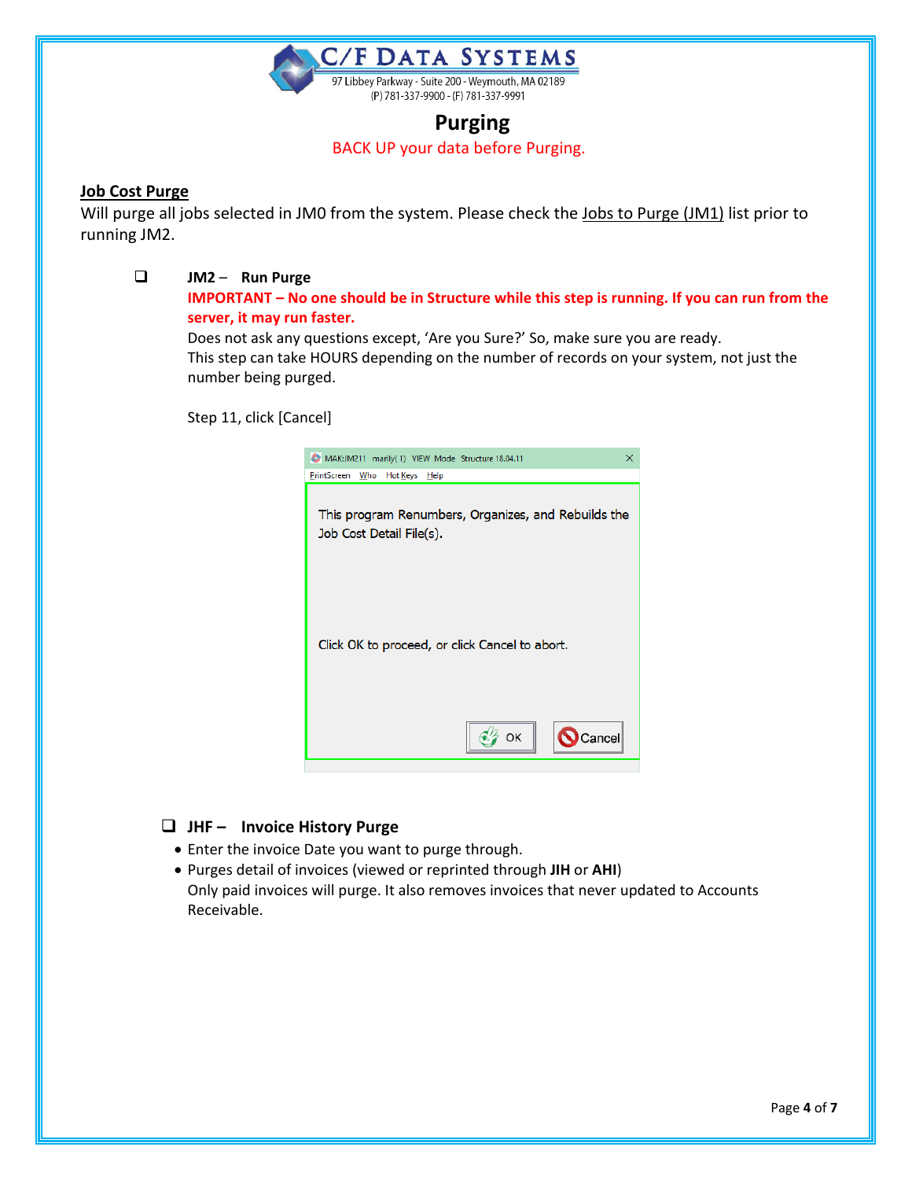# Purging

BACK UP your data before Purging.

## Job Cost Purge

Will purge all jobs selected in JM0 from the system. Please check the Jobs to Purge (JM1) list prior to running JM2.

- ❑ **JM2 – Run Purge**

  **IMPORTANT – No one should be in Structure while this step is running. If you can run from the server, it may run faster.**

  Does not ask any questions except, 'Are you Sure?' So, make sure you are ready.

  This step can take HOURS depending on the number of records on your system, not just the number being purged.

  Step 11, click [Cancel]

  MAK:JM211 marily(1) VIEW Mode Structure 18.04.11

  PrintScreen Who Hot Keys Help

  This program Renumbers, Organizes, and Rebuilds the Job Cost Detail File(s).

  Click OK to proceed, or click Cancel to abort.

  OK | Cancel

- ❑ **JHF – Invoice History Purge**
  - Enter the invoice Date you want to purge through.
  - Purges detail of invoices (viewed or reprinted through **JIH** or **AHI**)

    Only paid invoices will purge. It also removes invoices that never updated to Accounts Receivable.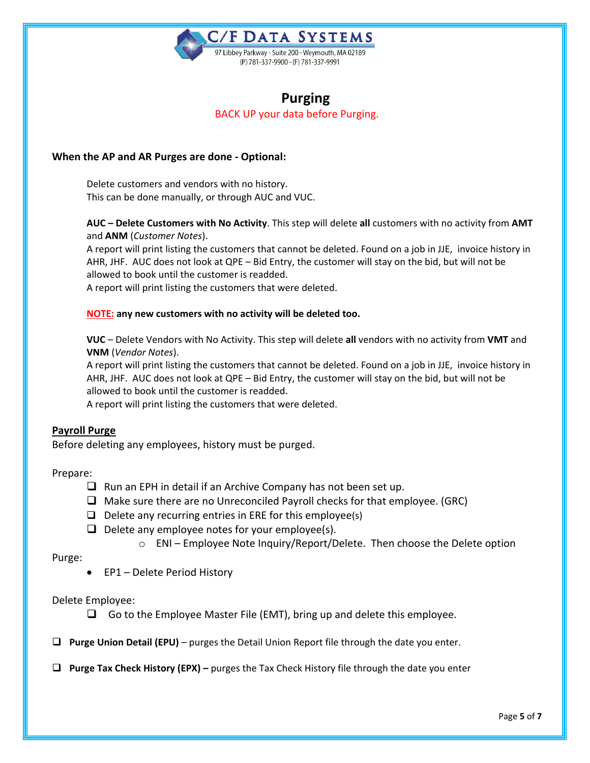# Purging

BACK UP your data before Purging.

**When the AP and AR Purges are done - Optional:**

Delete customers and vendors with no history.
This can be done manually, or through AUC and VUC.

**AUC – Delete Customers with No Activity**. This step will delete **all** customers with no activity from **AMT** and **ANM** (*Customer Notes*).
A report will print listing the customers that cannot be deleted. Found on a job in JJE, invoice history in AHR, JHF. AUC does not look at QPE – Bid Entry, the customer will stay on the bid, but will not be allowed to book until the customer is readded.
A report will print listing the customers that were deleted.

**NOTE: any new customers with no activity will be deleted too.**

**VUC** – Delete Vendors with No Activity. This step will delete **all** vendors with no activity from **VMT** and **VNM** (*Vendor Notes*).
A report will print listing the customers that cannot be deleted. Found on a job in JJE, invoice history in AHR, JHF. AUC does not look at QPE – Bid Entry, the customer will stay on the bid, but will not be allowed to book until the customer is readded.
A report will print listing the customers that were deleted.

## Payroll Purge

Before deleting any employees, history must be purged.

Prepare:

- ❑ Run an EPH in detail if an Archive Company has not been set up.
- ❑ Make sure there are no Unreconciled Payroll checks for that employee. (GRC)
- ❑ Delete any recurring entries in ERE for this employee(s)
- ❑ Delete any employee notes for your employee(s).
  - ENI – Employee Note Inquiry/Report/Delete. Then choose the Delete option

Purge:

- EP1 – Delete Period History

Delete Employee:

- ❑ Go to the Employee Master File (EMT), bring up and delete this employee.

❑ **Purge Union Detail (EPU)** – purges the Detail Union Report file through the date you enter.

❑ **Purge Tax Check History (EPX) –** purges the Tax Check History file through the date you enter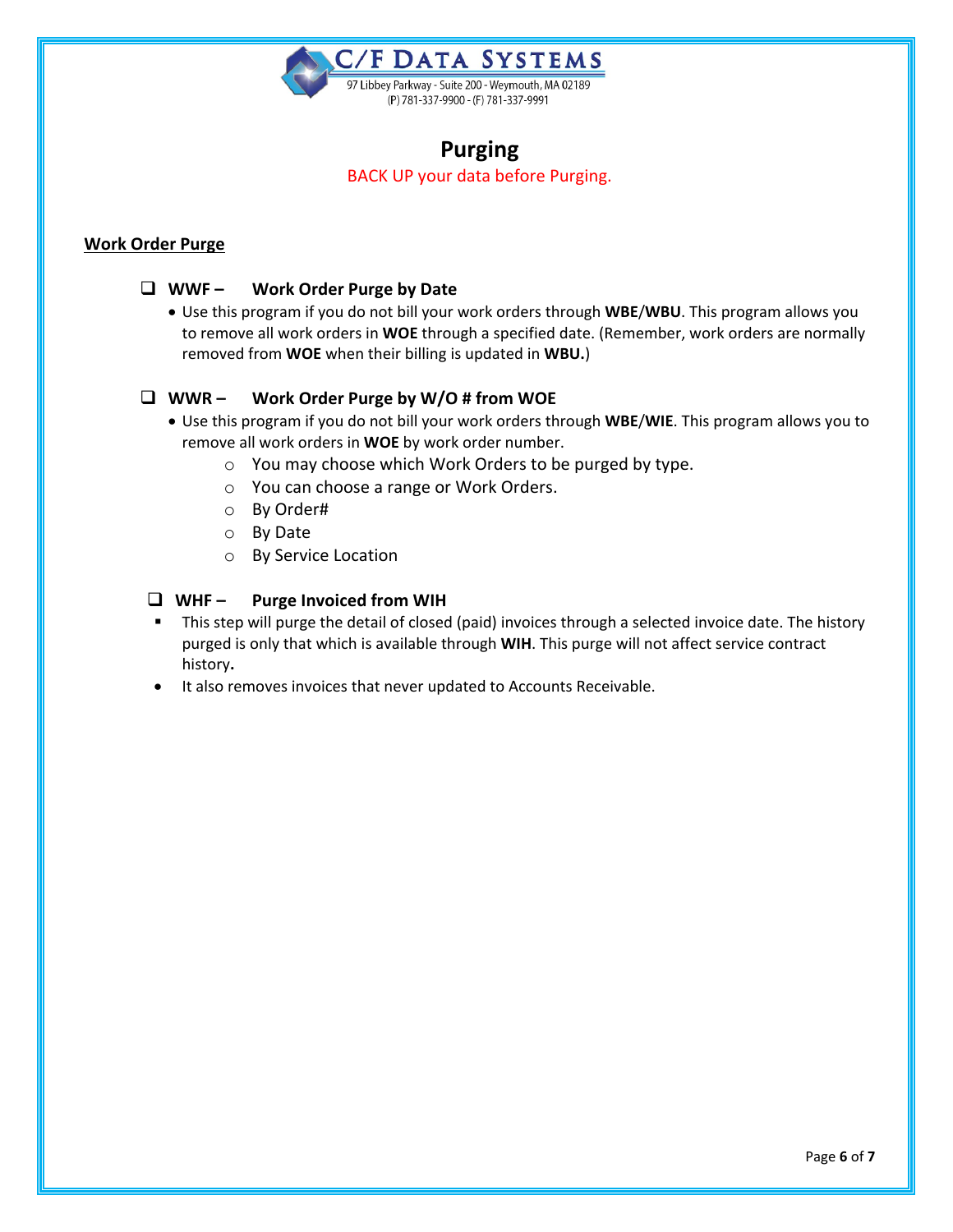C/F DATA SYSTEMS
97 Libbey Parkway - Suite 200 - Weymouth, MA 02189
(P) 781-337-9900 - (F) 781-337-9991

# Purging

BACK UP your data before Purging.

## Work Order Purge

### WWF – Work Order Purge by Date

- Use this program if you do not bill your work orders through **WBE**/**WBU**. This program allows you to remove all work orders in **WOE** through a specified date. (Remember, work orders are normally removed from **WOE** when their billing is updated in **WBU.**)

### WWR – Work Order Purge by W/O # from WOE

- Use this program if you do not bill your work orders through **WBE**/**WIE**. This program allows you to remove all work orders in **WOE** by work order number.
  - You may choose which Work Orders to be purged by type.
  - You can choose a range or Work Orders.
  - By Order#
  - By Date
  - By Service Location

### WHF – Purge Invoiced from WIH

- This step will purge the detail of closed (paid) invoices through a selected invoice date. The history purged is only that which is available through **WIH**. This purge will not affect service contract history**.**
- It also removes invoices that never updated to Accounts Receivable.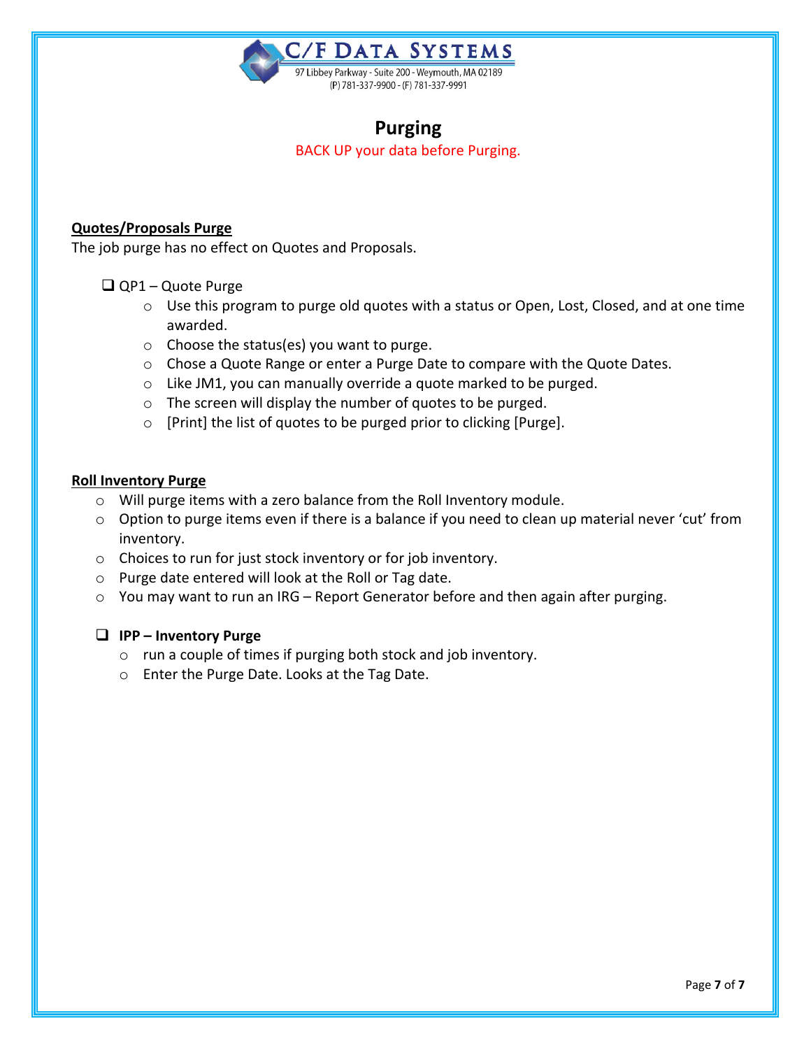# Purging

BACK UP your data before Purging.

**Quotes/Proposals Purge**

The job purge has no effect on Quotes and Proposals.

- ❑ QP1 – Quote Purge
  - Use this program to purge old quotes with a status or Open, Lost, Closed, and at one time awarded.
  - Choose the status(es) you want to purge.
  - Chose a Quote Range or enter a Purge Date to compare with the Quote Dates.
  - Like JM1, you can manually override a quote marked to be purged.
  - The screen will display the number of quotes to be purged.
  - [Print] the list of quotes to be purged prior to clicking [Purge].

**Roll Inventory Purge**

- Will purge items with a zero balance from the Roll Inventory module.
- Option to purge items even if there is a balance if you need to clean up material never 'cut' from inventory.
- Choices to run for just stock inventory or for job inventory.
- Purge date entered will look at the Roll or Tag date.
- You may want to run an IRG – Report Generator before and then again after purging.

- ❑ **IPP – Inventory Purge**
  - run a couple of times if purging both stock and job inventory.
  - Enter the Purge Date. Looks at the Tag Date.